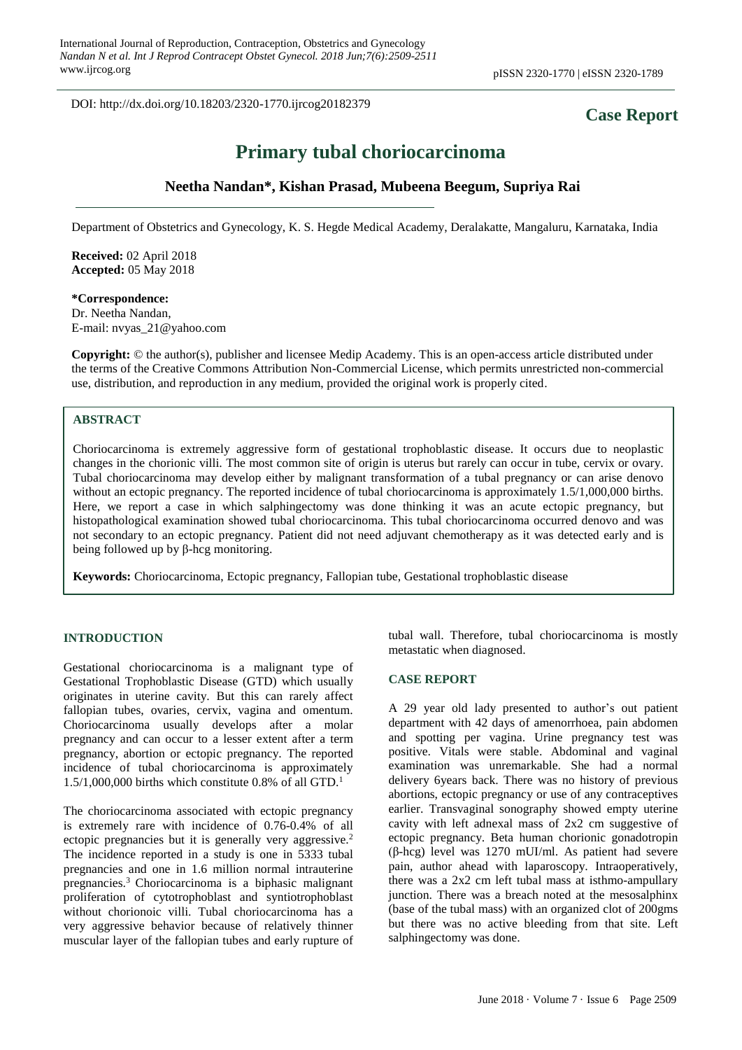DOI: http://dx.doi.org/10.18203/2320-1770.ijrcog20182379

**Case Report**

# Primary tubal choriocarcinoma

**Neetha Nandan\*, Kishan Prasad, Mubeena Beegum, Supriya Rai**

Department of Obstetrics and Gynecology, K. S. Hegde Medical Academy, Deralakatte, Mangaluru, Karnataka, India

**Received:** 02 April 2018
**Accepted:** 05 May 2018

**\*Correspondence:**
Dr. Neetha Nandan,
E-mail: nvyas_21@yahoo.com

**Copyright:** © the author(s), publisher and licensee Medip Academy. This is an open-access article distributed under the terms of the Creative Commons Attribution Non-Commercial License, which permits unrestricted non-commercial use, distribution, and reproduction in any medium, provided the original work is properly cited.

## ABSTRACT

Choriocarcinoma is extremely aggressive form of gestational trophoblastic disease. It occurs due to neoplastic changes in the chorionic villi. The most common site of origin is uterus but rarely can occur in tube, cervix or ovary. Tubal choriocarcinoma may develop either by malignant transformation of a tubal pregnancy or can arise denovo without an ectopic pregnancy. The reported incidence of tubal choriocarcinoma is approximately 1.5/1,000,000 births. Here, we report a case in which salphingectomy was done thinking it was an acute ectopic pregnancy, but histopathological examination showed tubal choriocarcinoma. This tubal choriocarcinoma occurred denovo and was not secondary to an ectopic pregnancy. Patient did not need adjuvant chemotherapy as it was detected early and is being followed up by β-hcg monitoring.

**Keywords:** Choriocarcinoma, Ectopic pregnancy, Fallopian tube, Gestational trophoblastic disease

## INTRODUCTION

Gestational choriocarcinoma is a malignant type of Gestational Trophoblastic Disease (GTD) which usually originates in uterine cavity. But this can rarely affect fallopian tubes, ovaries, cervix, vagina and omentum. Choriocarcinoma usually develops after a molar pregnancy and can occur to a lesser extent after a term pregnancy, abortion or ectopic pregnancy. The reported incidence of tubal choriocarcinoma is approximately 1.5/1,000,000 births which constitute 0.8% of all GTD.[1]

The choriocarcinoma associated with ectopic pregnancy is extremely rare with incidence of 0.76-0.4% of all ectopic pregnancies but it is generally very aggressive.[2] The incidence reported in a study is one in 5333 tubal pregnancies and one in 1.6 million normal intrauterine pregnancies.[3] Choriocarcinoma is a biphasic malignant proliferation of cytotrophoblast and syntiotrophoblast without chorionoic villi. Tubal choriocarcinoma has a very aggressive behavior because of relatively thinner muscular layer of the fallopian tubes and early rupture of tubal wall. Therefore, tubal choriocarcinoma is mostly metastatic when diagnosed.

## CASE REPORT

A 29 year old lady presented to author's out patient department with 42 days of amenorrhoea, pain abdomen and spotting per vagina. Urine pregnancy test was positive. Vitals were stable. Abdominal and vaginal examination was unremarkable. She had a normal delivery 6years back. There was no history of previous abortions, ectopic pregnancy or use of any contraceptives earlier. Transvaginal sonography showed empty uterine cavity with left adnexal mass of 2x2 cm suggestive of ectopic pregnancy. Beta human chorionic gonadotropin (β-hcg) level was 1270 mUI/ml. As patient had severe pain, author ahead with laparoscopy. Intraoperatively, there was a 2x2 cm left tubal mass at isthmo-ampullary junction. There was a breach noted at the mesosalphinx (base of the tubal mass) with an organized clot of 200gms but there was no active bleeding from that site. Left salphingectomy was done.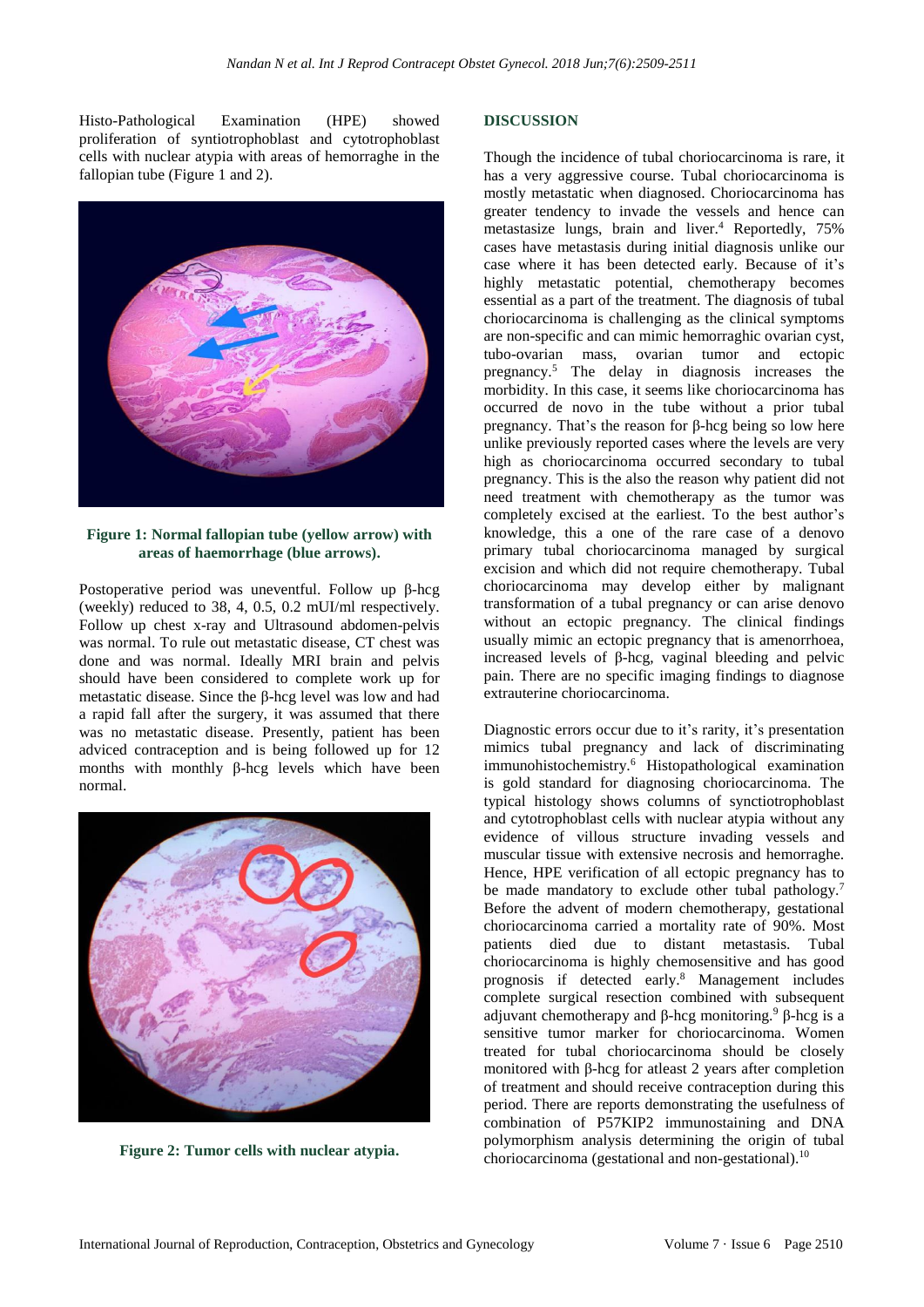Histo-Pathological Examination (HPE) showed proliferation of syntiotrophoblast and cytotrophoblast cells with nuclear atypia with areas of hemorraghe in the fallopian tube (Figure 1 and 2).

**Figure 1: Normal fallopian tube (yellow arrow) with areas of haemorrhage (blue arrows).**

Postoperative period was uneventful. Follow up β-hcg (weekly) reduced to 38, 4, 0.5, 0.2 mUI/ml respectively. Follow up chest x-ray and Ultrasound abdomen-pelvis was normal. To rule out metastatic disease, CT chest was done and was normal. Ideally MRI brain and pelvis should have been considered to complete work up for metastatic disease. Since the β-hcg level was low and had a rapid fall after the surgery, it was assumed that there was no metastatic disease. Presently, patient has been adviced contraception and is being followed up for 12 months with monthly β-hcg levels which have been normal.

**Figure 2: Tumor cells with nuclear atypia.**

## DISCUSSION

Though the incidence of tubal choriocarcinoma is rare, it has a very aggressive course. Tubal choriocarcinoma is mostly metastatic when diagnosed. Choriocarcinoma has greater tendency to invade the vessels and hence can metastasize lungs, brain and liver.[4] Reportedly, 75% cases have metastasis during initial diagnosis unlike our case where it has been detected early. Because of it's highly metastatic potential, chemotherapy becomes essential as a part of the treatment. The diagnosis of tubal choriocarcinoma is challenging as the clinical symptoms are non-specific and can mimic hemorraghic ovarian cyst, tubo-ovarian mass, ovarian tumor and ectopic pregnancy.[5] The delay in diagnosis increases the morbidity. In this case, it seems like choriocarcinoma has occurred de novo in the tube without a prior tubal pregnancy. That's the reason for β-hcg being so low here unlike previously reported cases where the levels are very high as choriocarcinoma occurred secondary to tubal pregnancy. This is the also the reason why patient did not need treatment with chemotherapy as the tumor was completely excised at the earliest. To the best author's knowledge, this a one of the rare case of a denovo primary tubal choriocarcinoma managed by surgical excision and which did not require chemotherapy. Tubal choriocarcinoma may develop either by malignant transformation of a tubal pregnancy or can arise denovo without an ectopic pregnancy. The clinical findings usually mimic an ectopic pregnancy that is amenorrhoea, increased levels of β-hcg, vaginal bleeding and pelvic pain. There are no specific imaging findings to diagnose extrauterine choriocarcinoma.

Diagnostic errors occur due to it's rarity, it's presentation mimics tubal pregnancy and lack of discriminating immunohistochemistry.[6] Histopathological examination is gold standard for diagnosing choriocarcinoma. The typical histology shows columns of synctiotrophoblast and cytotrophoblast cells with nuclear atypia without any evidence of villous structure invading vessels and muscular tissue with extensive necrosis and hemorraghe. Hence, HPE verification of all ectopic pregnancy has to be made mandatory to exclude other tubal pathology.[7] Before the advent of modern chemotherapy, gestational choriocarcinoma carried a mortality rate of 90%. Most patients died due to distant metastasis. Tubal choriocarcinoma is highly chemosensitive and has good prognosis if detected early.[8] Management includes complete surgical resection combined with subsequent adjuvant chemotherapy and β-hcg monitoring.[9] β-hcg is a sensitive tumor marker for choriocarcinoma. Women treated for tubal choriocarcinoma should be closely monitored with β-hcg for atleast 2 years after completion of treatment and should receive contraception during this period. There are reports demonstrating the usefulness of combination of P57KIP2 immunostaining and DNA polymorphism analysis determining the origin of tubal choriocarcinoma (gestational and non-gestational).[10]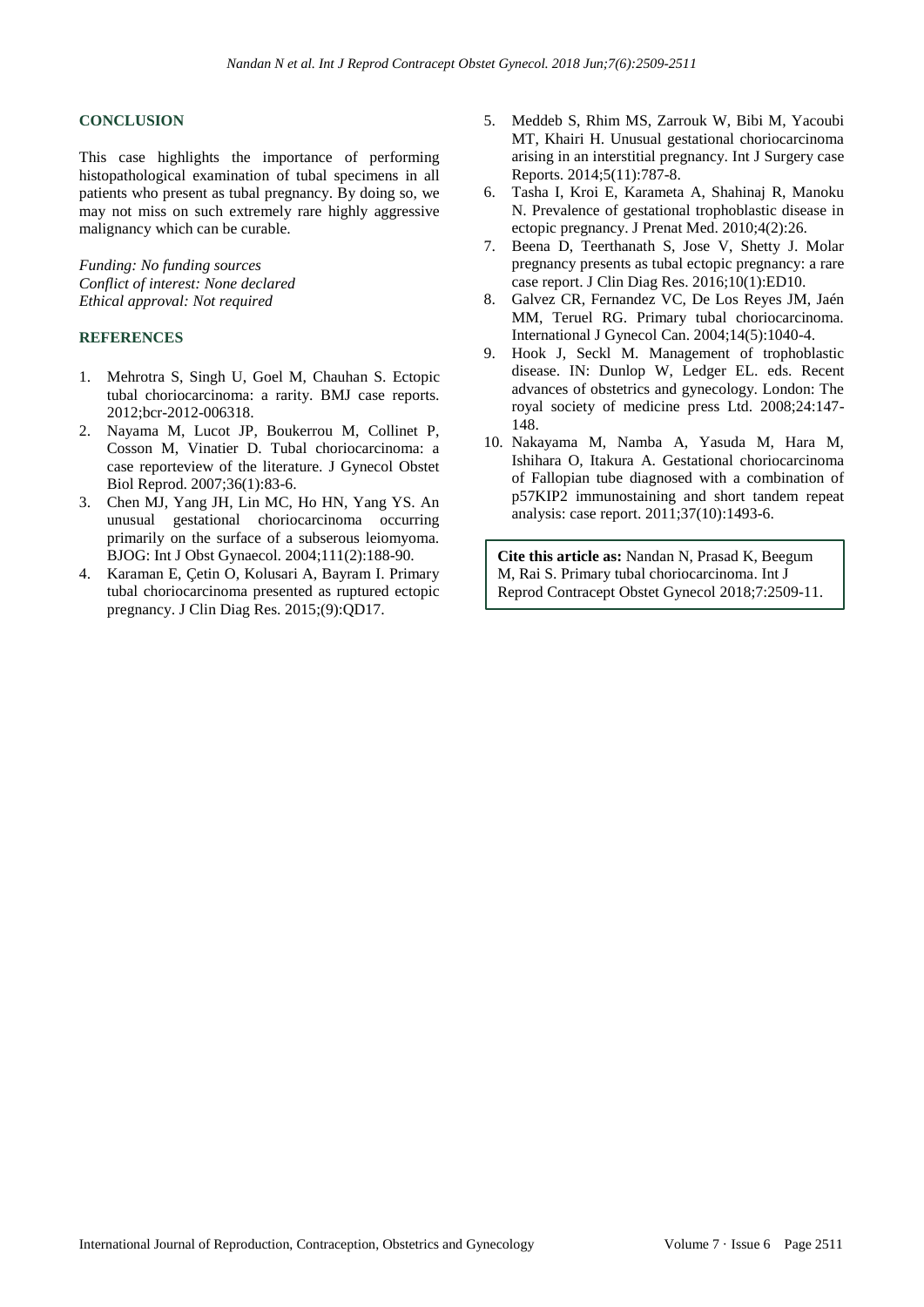## CONCLUSION

This case highlights the importance of performing histopathological examination of tubal specimens in all patients who present as tubal pregnancy. By doing so, we may not miss on such extremely rare highly aggressive malignancy which can be curable.

*Funding: No funding sources*
*Conflict of interest: None declared*
*Ethical approval: Not required*

## REFERENCES

1. Mehrotra S, Singh U, Goel M, Chauhan S. Ectopic tubal choriocarcinoma: a rarity. BMJ case reports. 2012;bcr-2012-006318.
2. Nayama M, Lucot JP, Boukerrou M, Collinet P, Cosson M, Vinatier D. Tubal choriocarcinoma: a case reporteview of the literature. J Gynecol Obstet Biol Reprod. 2007;36(1):83-6.
3. Chen MJ, Yang JH, Lin MC, Ho HN, Yang YS. An unusual gestational choriocarcinoma occurring primarily on the surface of a subserous leiomyoma. BJOG: Int J Obst Gynaecol. 2004;111(2):188-90.
4. Karaman E, Çetin O, Kolusari A, Bayram I. Primary tubal choriocarcinoma presented as ruptured ectopic pregnancy. J Clin Diag Res. 2015;(9):QD17.
5. Meddeb S, Rhim MS, Zarrouk W, Bibi M, Yacoubi MT, Khairi H. Unusual gestational choriocarcinoma arising in an interstitial pregnancy. Int J Surgery case Reports. 2014;5(11):787-8.
6. Tasha I, Kroi E, Karameta A, Shahinaj R, Manoku N. Prevalence of gestational trophoblastic disease in ectopic pregnancy. J Prenat Med. 2010;4(2):26.
7. Beena D, Teerthanath S, Jose V, Shetty J. Molar pregnancy presents as tubal ectopic pregnancy: a rare case report. J Clin Diag Res. 2016;10(1):ED10.
8. Galvez CR, Fernandez VC, De Los Reyes JM, Jaén MM, Teruel RG. Primary tubal choriocarcinoma. International J Gynecol Can. 2004;14(5):1040-4.
9. Hook J, Seckl M. Management of trophoblastic disease. IN: Dunlop W, Ledger EL. eds. Recent advances of obstetrics and gynecology. London: The royal society of medicine press Ltd. 2008;24:147-148.
10. Nakayama M, Namba A, Yasuda M, Hara M, Ishihara O, Itakura A. Gestational choriocarcinoma of Fallopian tube diagnosed with a combination of p57KIP2 immunostaining and short tandem repeat analysis: case report. 2011;37(10):1493-6.

**Cite this article as:** Nandan N, Prasad K, Beegum M, Rai S. Primary tubal choriocarcinoma. Int J Reprod Contracept Obstet Gynecol 2018;7:2509-11.